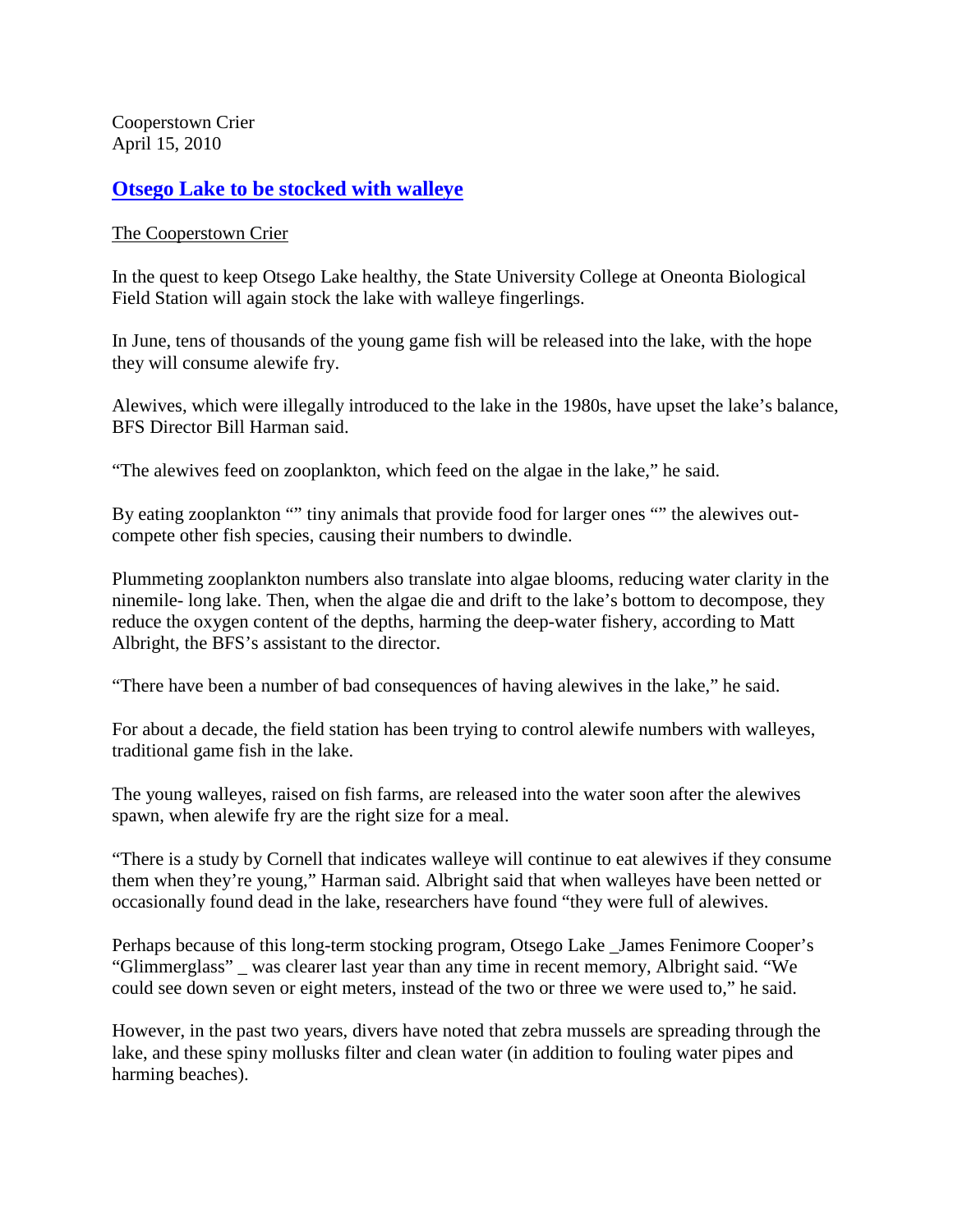Cooperstown Crier
April 15, 2010

## Otsego Lake to be stocked with walleye

The Cooperstown Crier

In the quest to keep Otsego Lake healthy, the State University College at Oneonta Biological Field Station will again stock the lake with walleye fingerlings.

In June, tens of thousands of the young game fish will be released into the lake, with the hope they will consume alewife fry.

Alewives, which were illegally introduced to the lake in the 1980s, have upset the lake's balance, BFS Director Bill Harman said.

"The alewives feed on zooplankton, which feed on the algae in the lake," he said.

By eating zooplankton "" tiny animals that provide food for larger ones "" the alewives out-compete other fish species, causing their numbers to dwindle.

Plummeting zooplankton numbers also translate into algae blooms, reducing water clarity in the ninemile- long lake. Then, when the algae die and drift to the lake's bottom to decompose, they reduce the oxygen content of the depths, harming the deep-water fishery, according to Matt Albright, the BFS's assistant to the director.

"There have been a number of bad consequences of having alewives in the lake," he said.

For about a decade, the field station has been trying to control alewife numbers with walleyes, traditional game fish in the lake.

The young walleyes, raised on fish farms, are released into the water soon after the alewives spawn, when alewife fry are the right size for a meal.

"There is a study by Cornell that indicates walleye will continue to eat alewives if they consume them when they're young," Harman said. Albright said that when walleyes have been netted or occasionally found dead in the lake, researchers have found "they were full of alewives.

Perhaps because of this long-term stocking program, Otsego Lake _James Fenimore Cooper's "Glimmerglass" _ was clearer last year than any time in recent memory, Albright said. "We could see down seven or eight meters, instead of the two or three we were used to," he said.

However, in the past two years, divers have noted that zebra mussels are spreading through the lake, and these spiny mollusks filter and clean water (in addition to fouling water pipes and harming beaches).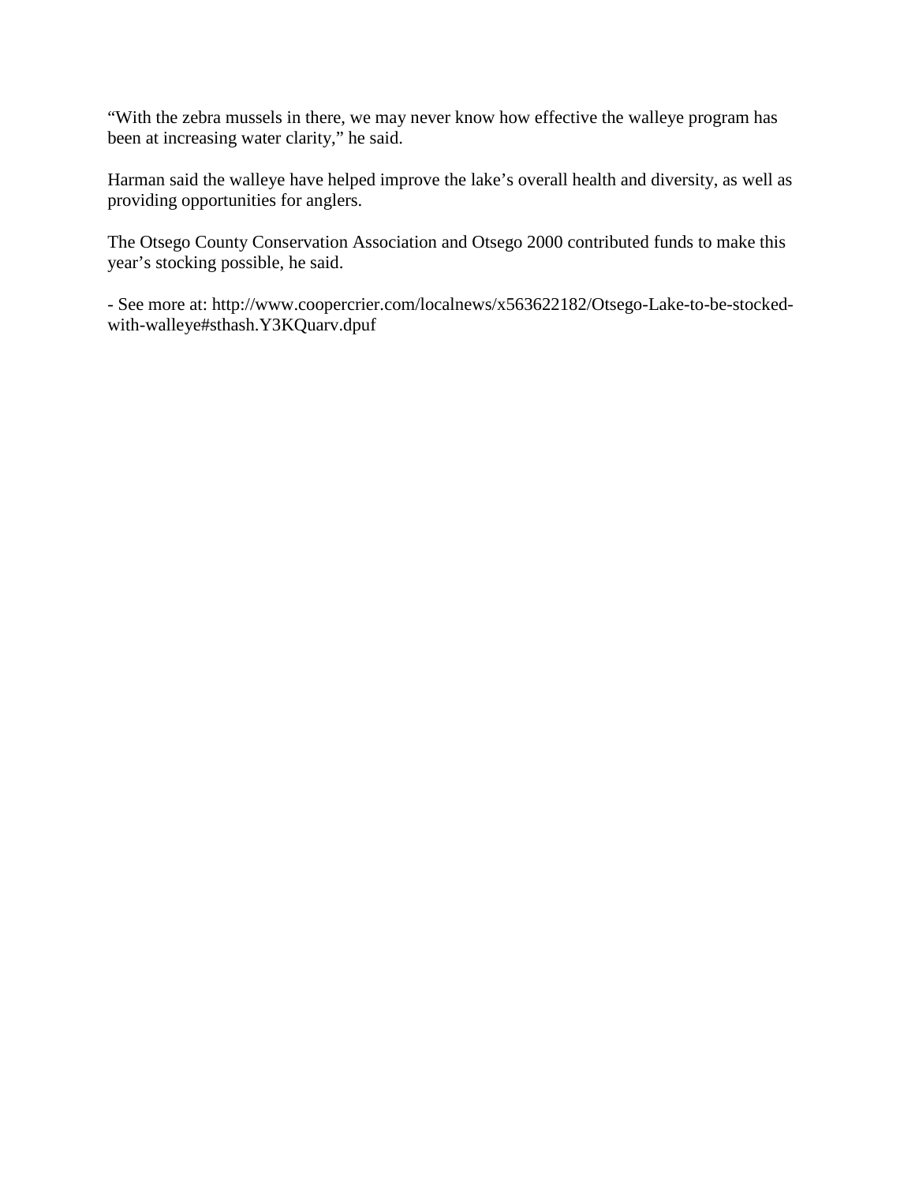"With the zebra mussels in there, we may never know how effective the walleye program has been at increasing water clarity," he said.

Harman said the walleye have helped improve the lake's overall health and diversity, as well as providing opportunities for anglers.

The Otsego County Conservation Association and Otsego 2000 contributed funds to make this year's stocking possible, he said.

- See more at: http://www.coopercrier.com/localnews/x563622182/Otsego-Lake-to-be-stocked-with-walleye#sthash.Y3KQuarv.dpuf